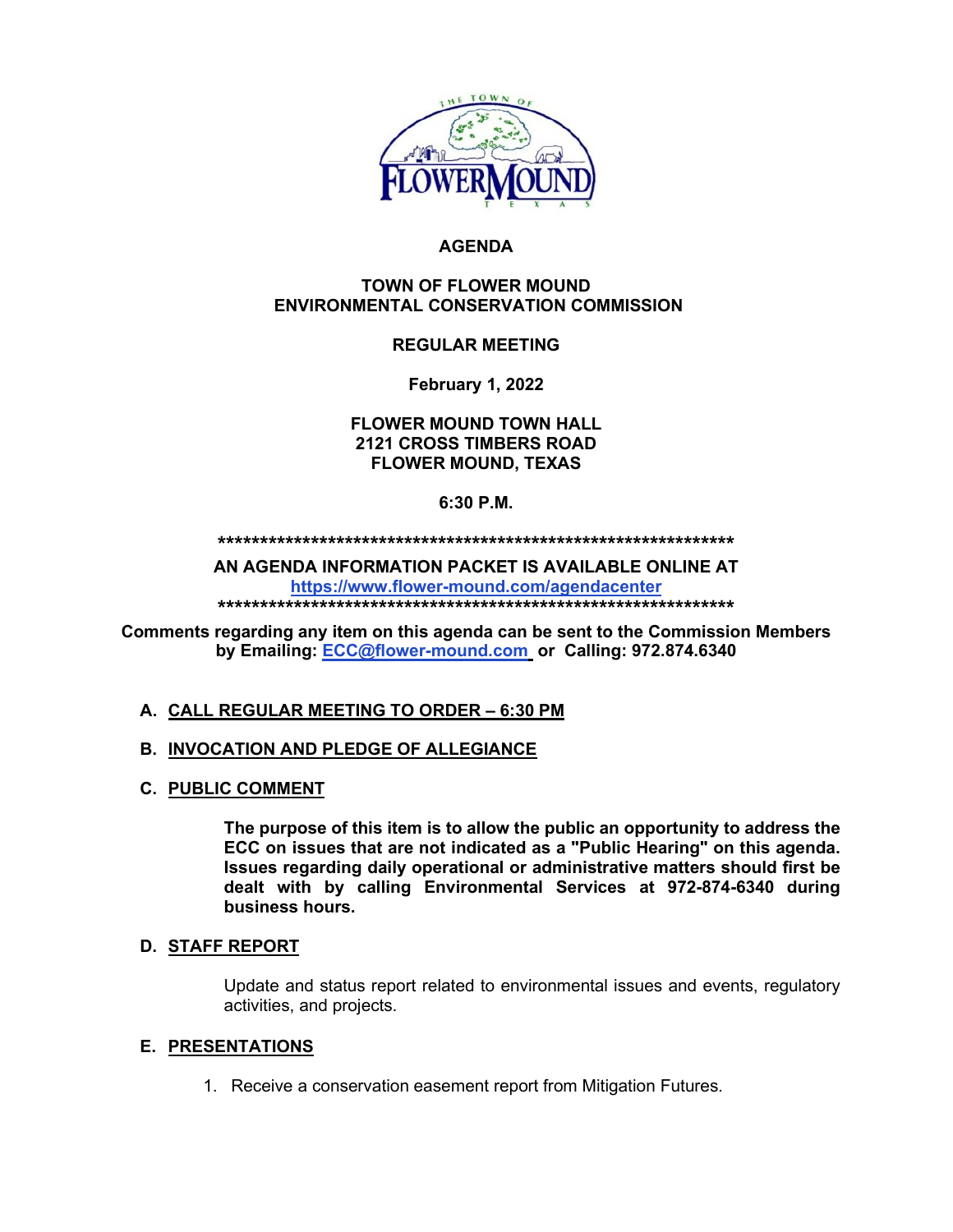# AGENDA

## TOWN OF FLOWER MOUND
## ENVIRONMENTAL CONSERVATION COMMISSION

**REGULAR MEETING**

**February 1, 2022**

**FLOWER MOUND TOWN HALL**
**2121 CROSS TIMBERS ROAD**
**FLOWER MOUND, TEXAS**

**6:30 P.M.**

*****************************************************************

**AN AGENDA INFORMATION PACKET IS AVAILABLE ONLINE AT**
**https://www.flower-mound.com/agendacenter**

*****************************************************************

**Comments regarding any item on this agenda can be sent to the Commission Members by Emailing: ECC@flower-mound.com or Calling: 972.874.6340**

**A. CALL REGULAR MEETING TO ORDER – 6:30 PM**

**B. INVOCATION AND PLEDGE OF ALLEGIANCE**

**C. PUBLIC COMMENT**

**The purpose of this item is to allow the public an opportunity to address the ECC on issues that are not indicated as a "Public Hearing" on this agenda. Issues regarding daily operational or administrative matters should first be dealt with by calling Environmental Services at 972-874-6340 during business hours.**

**D. STAFF REPORT**

Update and status report related to environmental issues and events, regulatory activities, and projects.

**E. PRESENTATIONS**

1. Receive a conservation easement report from Mitigation Futures.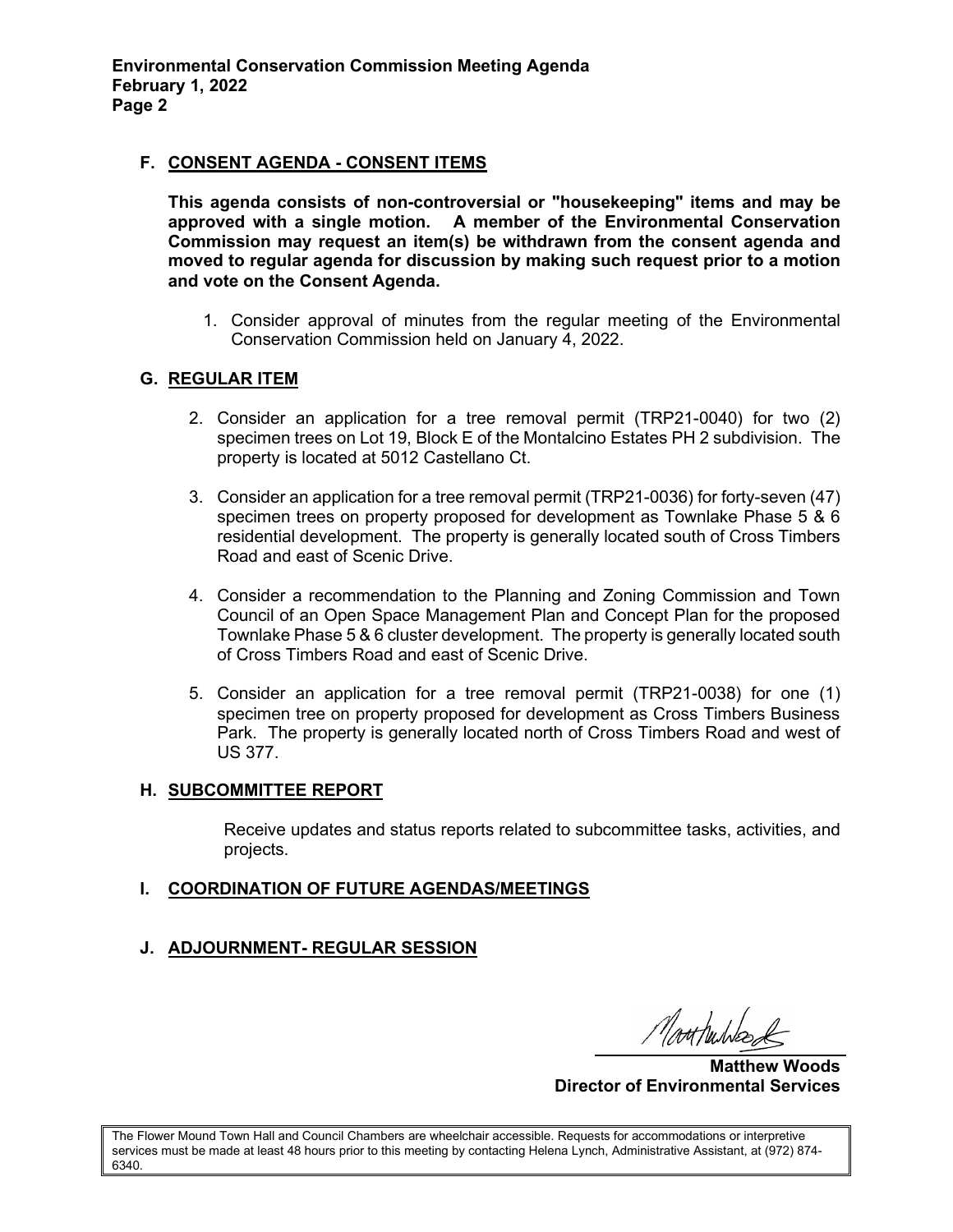## F. CONSENT AGENDA - CONSENT ITEMS

**This agenda consists of non-controversial or "housekeeping" items and may be approved with a single motion. A member of the Environmental Conservation Commission may request an item(s) be withdrawn from the consent agenda and moved to regular agenda for discussion by making such request prior to a motion and vote on the Consent Agenda.**

1. Consider approval of minutes from the regular meeting of the Environmental Conservation Commission held on January 4, 2022.

## G. REGULAR ITEM

2. Consider an application for a tree removal permit (TRP21-0040) for two (2) specimen trees on Lot 19, Block E of the Montalcino Estates PH 2 subdivision. The property is located at 5012 Castellano Ct.
3. Consider an application for a tree removal permit (TRP21-0036) for forty-seven (47) specimen trees on property proposed for development as Townlake Phase 5 & 6 residential development. The property is generally located south of Cross Timbers Road and east of Scenic Drive.
4. Consider a recommendation to the Planning and Zoning Commission and Town Council of an Open Space Management Plan and Concept Plan for the proposed Townlake Phase 5 & 6 cluster development. The property is generally located south of Cross Timbers Road and east of Scenic Drive.
5. Consider an application for a tree removal permit (TRP21-0038) for one (1) specimen tree on property proposed for development as Cross Timbers Business Park. The property is generally located north of Cross Timbers Road and west of US 377.

## H. SUBCOMMITTEE REPORT

Receive updates and status reports related to subcommittee tasks, activities, and projects.

## I. COORDINATION OF FUTURE AGENDAS/MEETINGS

## J. ADJOURNMENT- REGULAR SESSION

**Matthew Woods**
**Director of Environmental Services**

The Flower Mound Town Hall and Council Chambers are wheelchair accessible. Requests for accommodations or interpretive services must be made at least 48 hours prior to this meeting by contacting Helena Lynch, Administrative Assistant, at (972) 874-6340.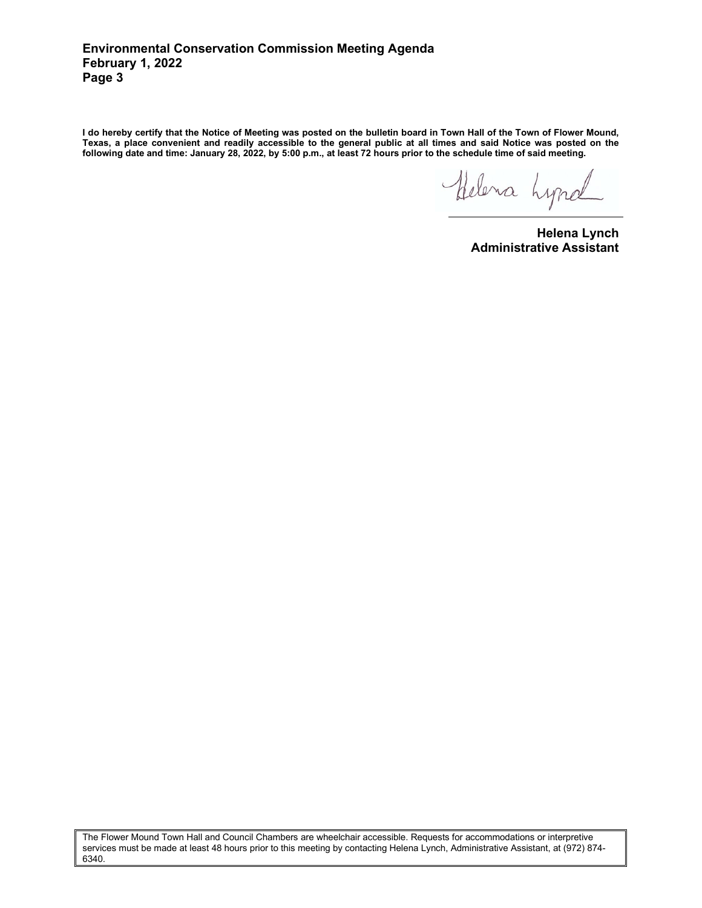**I do hereby certify that the Notice of Meeting was posted on the bulletin board in Town Hall of the Town of Flower Mound, Texas, a place convenient and readily accessible to the general public at all times and said Notice was posted on the following date and time: January 28, 2022, by 5:00 p.m., at least 72 hours prior to the schedule time of said meeting.**

**Helena Lynch**
**Administrative Assistant**

The Flower Mound Town Hall and Council Chambers are wheelchair accessible. Requests for accommodations or interpretive services must be made at least 48 hours prior to this meeting by contacting Helena Lynch, Administrative Assistant, at (972) 874-6340.